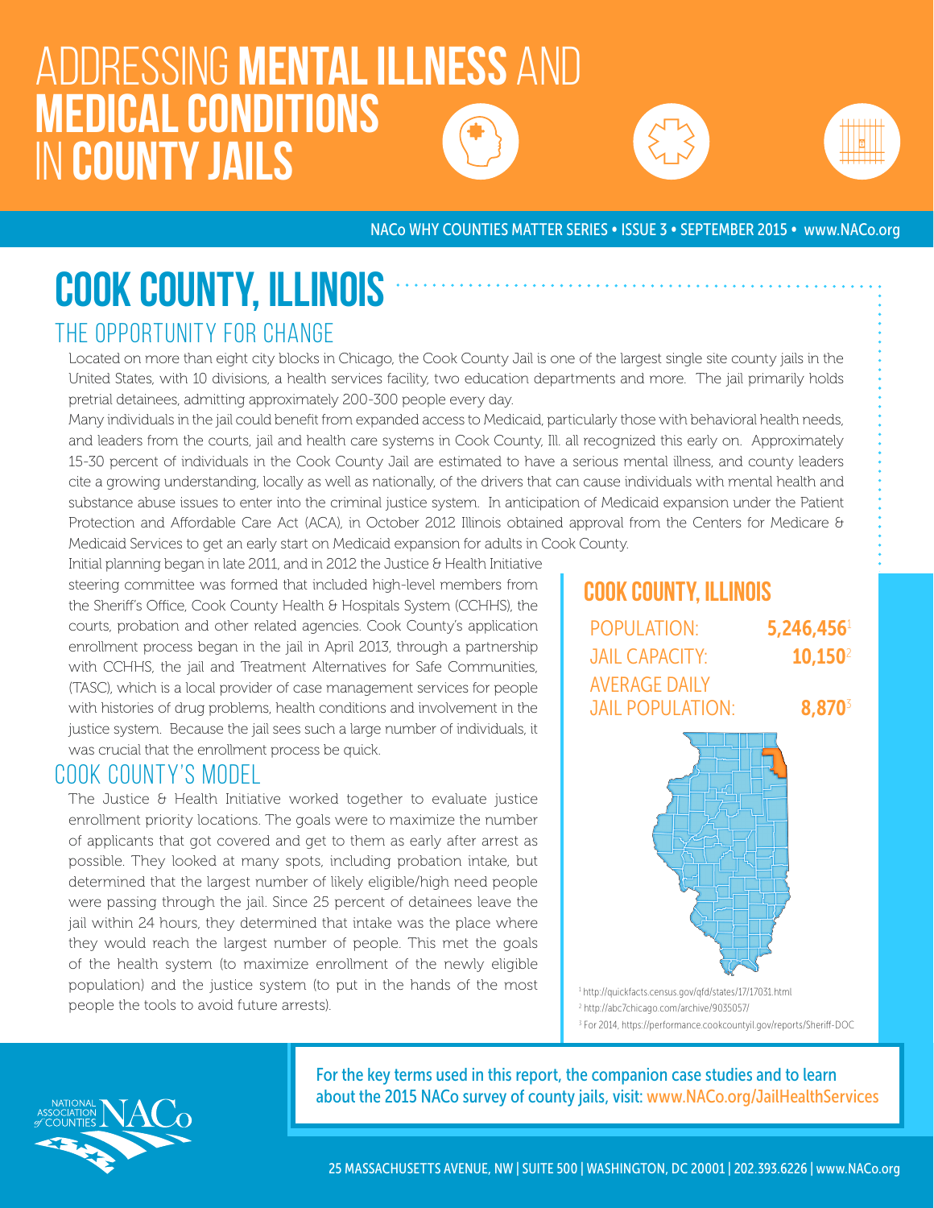# ADDRESSING **MENTAL ILLNESS** AND **MEDICAL CONDITIONS** IN **COUNTY JAILS**

NACo WHY COUNTIES MATTER SERIES • ISSUE 3 • SEPTEMBER 2015 • www.NACo.org

## COOK COUNTY, ILLINOIS

### THE OPPORTUNITY FOR CHANGE

Located on more than eight city blocks in Chicago, the Cook County Jail is one of the largest single site county jails in the United States, with 10 divisions, a health services facility, two education departments and more. The jail primarily holds pretrial detainees, admitting approximately 200-300 people every day.

Many individuals in the jail could benefit from expanded access to Medicaid, particularly those with behavioral health needs, and leaders from the courts, jail and health care systems in Cook County, Ill. all recognized this early on. Approximately 15-30 percent of individuals in the Cook County Jail are estimated to have a serious mental illness, and county leaders cite a growing understanding, locally as well as nationally, of the drivers that can cause individuals with mental health and substance abuse issues to enter into the criminal justice system. In anticipation of Medicaid expansion under the Patient Protection and Affordable Care Act (ACA), in October 2012 Illinois obtained approval from the Centers for Medicare & Medicaid Services to get an early start on Medicaid expansion for adults in Cook County.

Initial planning began in late 2011, and in 2012 the Justice & Health Initiative steering committee was formed that included high-level members from the Sheriff's Office, Cook County Health & Hospitals System (CCHHS), the courts, probation and other related agencies. Cook County's application enrollment process began in the jail in April 2013, through a partnership with CCHHS, the jail and Treatment Alternatives for Safe Communities, (TASC), which is a local provider of case management services for people with histories of drug problems, health conditions and involvement in the justice system. Because the jail sees such a large number of individuals, it was crucial that the enrollment process be quick.

### COOK COUNTY'S MODEL

The Justice & Health Initiative worked together to evaluate justice enrollment priority locations. The goals were to maximize the number of applicants that got covered and get to them as early after arrest as possible. They looked at many spots, including probation intake, but determined that the largest number of likely eligible/high need people were passing through the jail. Since 25 percent of detainees leave the jail within 24 hours, they determined that intake was the place where they would reach the largest number of people. This met the goals of the health system (to maximize enrollment of the newly eligible population) and the justice system (to put in the hands of the most people the tools to avoid future arrests).

### COOK COUNTY, ILLINOIS

| | |
|---|---|
| POPULATION: | 5,246,456[1] |
| JAIL CAPACITY: | 10,150[2] |
| AVERAGE DAILY JAIL POPULATION: | 8,870[3] |

[1] http://quickfacts.census.gov/qfd/states/17/17031.html
[2] http://abc7chicago.com/archive/9035057/
[3] For 2014, https://performance.cookcountyil.gov/reports/Sheriff-DOC

For the key terms used in this report, the companion case studies and to learn about the 2015 NACo survey of county jails, visit: www.NACo.org/JailHealthServices

25 MASSACHUSETTS AVENUE, NW | SUITE 500 | WASHINGTON, DC 20001 | 202.393.6226 | www.NACo.org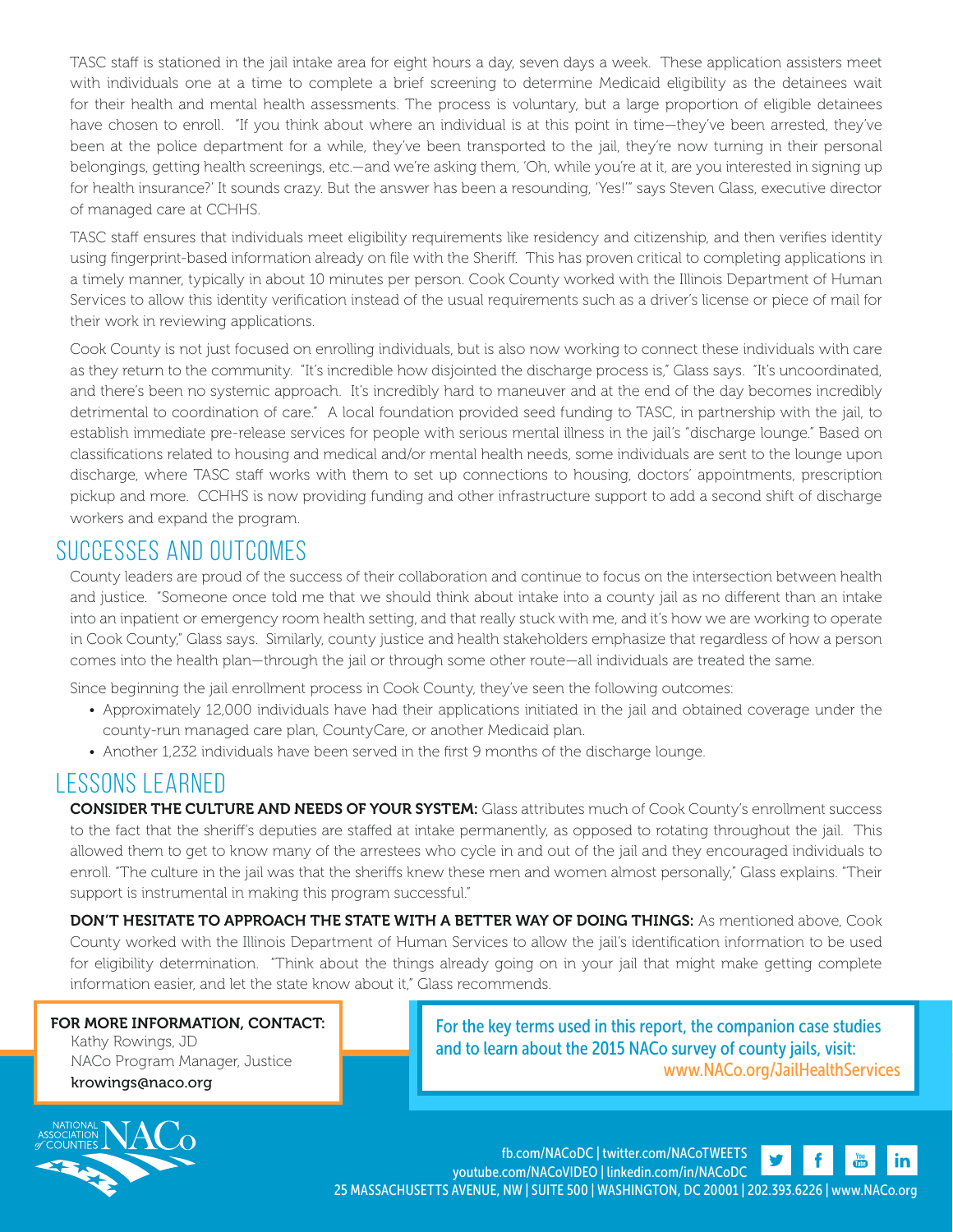TASC staff is stationed in the jail intake area for eight hours a day, seven days a week. These application assisters meet with individuals one at a time to complete a brief screening to determine Medicaid eligibility as the detainees wait for their health and mental health assessments. The process is voluntary, but a large proportion of eligible detainees have chosen to enroll. "If you think about where an individual is at this point in time—they've been arrested, they've been at the police department for a while, they've been transported to the jail, they're now turning in their personal belongings, getting health screenings, etc.—and we're asking them, 'Oh, while you're at it, are you interested in signing up for health insurance?' It sounds crazy. But the answer has been a resounding, 'Yes!'" says Steven Glass, executive director of managed care at CCHHS.

TASC staff ensures that individuals meet eligibility requirements like residency and citizenship, and then verifies identity using fingerprint-based information already on file with the Sheriff. This has proven critical to completing applications in a timely manner, typically in about 10 minutes per person. Cook County worked with the Illinois Department of Human Services to allow this identity verification instead of the usual requirements such as a driver's license or piece of mail for their work in reviewing applications.

Cook County is not just focused on enrolling individuals, but is also now working to connect these individuals with care as they return to the community. "It's incredible how disjointed the discharge process is," Glass says. "It's uncoordinated, and there's been no systemic approach. It's incredibly hard to maneuver and at the end of the day becomes incredibly detrimental to coordination of care." A local foundation provided seed funding to TASC, in partnership with the jail, to establish immediate pre-release services for people with serious mental illness in the jail's "discharge lounge." Based on classifications related to housing and medical and/or mental health needs, some individuals are sent to the lounge upon discharge, where TASC staff works with them to set up connections to housing, doctors' appointments, prescription pickup and more. CCHHS is now providing funding and other infrastructure support to add a second shift of discharge workers and expand the program.

## SUCCESSES AND OUTCOMES

County leaders are proud of the success of their collaboration and continue to focus on the intersection between health and justice. "Someone once told me that we should think about intake into a county jail as no different than an intake into an inpatient or emergency room health setting, and that really stuck with me, and it's how we are working to operate in Cook County," Glass says. Similarly, county justice and health stakeholders emphasize that regardless of how a person comes into the health plan—through the jail or through some other route—all individuals are treated the same.

Since beginning the jail enrollment process in Cook County, they've seen the following outcomes:

- Approximately 12,000 individuals have had their applications initiated in the jail and obtained coverage under the county-run managed care plan, CountyCare, or another Medicaid plan.
- Another 1,232 individuals have been served in the first 9 months of the discharge lounge.

## LESSONS LEARNED

**CONSIDER THE CULTURE AND NEEDS OF YOUR SYSTEM:** Glass attributes much of Cook County's enrollment success to the fact that the sheriff's deputies are staffed at intake permanently, as opposed to rotating throughout the jail. This allowed them to get to know many of the arrestees who cycle in and out of the jail and they encouraged individuals to enroll. "The culture in the jail was that the sheriffs knew these men and women almost personally," Glass explains. "Their support is instrumental in making this program successful."

**DON'T HESITATE TO APPROACH THE STATE WITH A BETTER WAY OF DOING THINGS:** As mentioned above, Cook County worked with the Illinois Department of Human Services to allow the jail's identification information to be used for eligibility determination. "Think about the things already going on in your jail that might make getting complete information easier, and let the state know about it," Glass recommends.

**FOR MORE INFORMATION, CONTACT:**
Kathy Rowings, JD
NACo Program Manager, Justice
krowings@naco.org

For the key terms used in this report, the companion case studies and to learn about the 2015 NACo survey of county jails, visit:
www.NACo.org/JailHealthServices

NATIONAL ASSOCIATION of COUNTIES NACo

fb.com/NACoDC | twitter.com/NACoTWEETS
youtube.com/NACoVIDEO | linkedin.com/in/NACoDC
25 MASSACHUSETTS AVENUE, NW | SUITE 500 | WASHINGTON, DC 20001 | 202.393.6226 | www.NACo.org